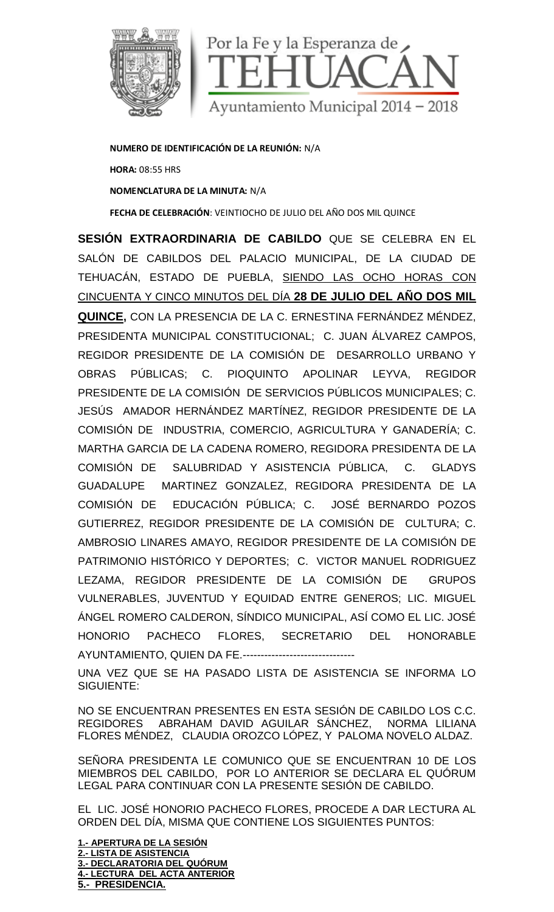Por la Fe y la Esperanza de TEHUACÁN
Ayuntamiento Municipal 2014 – 2018

**NUMERO DE IDENTIFICACIÓN DE LA REUNIÓN:** N/A

**HORA:** 08:55 HRS

**NOMENCLATURA DE LA MINUTA:** N/A

**FECHA DE CELEBRACIÓN**: VEINTIOCHO DE JULIO DEL AÑO DOS MIL QUINCE

**SESIÓN EXTRAORDINARIA DE CABILDO** QUE SE CELEBRA EN EL SALÓN DE CABILDOS DEL PALACIO MUNICIPAL, DE LA CIUDAD DE TEHUACÁN, ESTADO DE PUEBLA, SIENDO LAS OCHO HORAS CON CINCUENTA Y CINCO MINUTOS DEL DÍA **28 DE JULIO DEL AÑO DOS MIL QUINCE,** CON LA PRESENCIA DE LA C. ERNESTINA FERNÁNDEZ MÉNDEZ, PRESIDENTA MUNICIPAL CONSTITUCIONAL; C. JUAN ÁLVAREZ CAMPOS, REGIDOR PRESIDENTE DE LA COMISIÓN DE DESARROLLO URBANO Y OBRAS PÚBLICAS; C. PIOQUINTO APOLINAR LEYVA, REGIDOR PRESIDENTE DE LA COMISIÓN DE SERVICIOS PÚBLICOS MUNICIPALES; C. JESÚS AMADOR HERNÁNDEZ MARTÍNEZ, REGIDOR PRESIDENTE DE LA COMISIÓN DE INDUSTRIA, COMERCIO, AGRICULTURA Y GANADERÍA; C. MARTHA GARCIA DE LA CADENA ROMERO, REGIDORA PRESIDENTA DE LA COMISIÓN DE SALUBRIDAD Y ASISTENCIA PÚBLICA, C. GLADYS GUADALUPE MARTINEZ GONZALEZ, REGIDORA PRESIDENTA DE LA COMISIÓN DE EDUCACIÓN PÚBLICA; C. JOSÉ BERNARDO POZOS GUTIERREZ, REGIDOR PRESIDENTE DE LA COMISIÓN DE CULTURA; C. AMBROSIO LINARES AMAYO, REGIDOR PRESIDENTE DE LA COMISIÓN DE PATRIMONIO HISTÓRICO Y DEPORTES; C. VICTOR MANUEL RODRIGUEZ LEZAMA, REGIDOR PRESIDENTE DE LA COMISIÓN DE GRUPOS VULNERABLES, JUVENTUD Y EQUIDAD ENTRE GENEROS; LIC. MIGUEL ÁNGEL ROMERO CALDERON, SÍNDICO MUNICIPAL, ASÍ COMO EL LIC. JOSÉ HONORIO PACHECO FLORES, SECRETARIO DEL HONORABLE AYUNTAMIENTO, QUIEN DA FE.-------------------------------

UNA VEZ QUE SE HA PASADO LISTA DE ASISTENCIA SE INFORMA LO SIGUIENTE:

NO SE ENCUENTRAN PRESENTES EN ESTA SESIÓN DE CABILDO LOS C.C. REGIDORES ABRAHAM DAVID AGUILAR SÁNCHEZ, NORMA LILIANA FLORES MÉNDEZ, CLAUDIA OROZCO LÓPEZ, Y PALOMA NOVELO ALDAZ.

SEÑORA PRESIDENTA LE COMUNICO QUE SE ENCUENTRAN 10 DE LOS MIEMBROS DEL CABILDO, POR LO ANTERIOR SE DECLARA EL QUÓRUM LEGAL PARA CONTINUAR CON LA PRESENTE SESIÓN DE CABILDO.

EL LIC. JOSÉ HONORIO PACHECO FLORES, PROCEDE A DAR LECTURA AL ORDEN DEL DÍA, MISMA QUE CONTIENE LOS SIGUIENTES PUNTOS:

**1.- APERTURA DE LA SESIÓN**
**2.- LISTA DE ASISTENCIA**
**3.- DECLARATORIA DEL QUÓRUM**
**4.- LECTURA DEL ACTA ANTERIOR**
**5.- PRESIDENCIA.**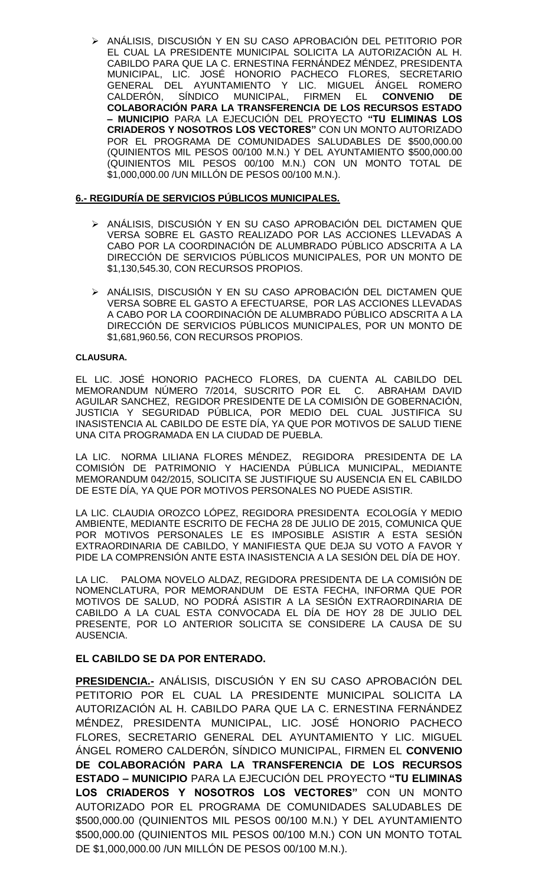- ANÁLISIS, DISCUSIÓN Y EN SU CASO APROBACIÓN DEL PETITORIO POR EL CUAL LA PRESIDENTE MUNICIPAL SOLICITA LA AUTORIZACIÓN AL H. CABILDO PARA QUE LA C. ERNESTINA FERNÁNDEZ MÉNDEZ, PRESIDENTA MUNICIPAL, LIC. JOSÉ HONORIO PACHECO FLORES, SECRETARIO GENERAL DEL AYUNTAMIENTO Y LIC. MIGUEL ÁNGEL ROMERO CALDERÓN, SÍNDICO MUNICIPAL, FIRMEN EL **CONVENIO DE COLABORACIÓN PARA LA TRANSFERENCIA DE LOS RECURSOS ESTADO – MUNICIPIO** PARA LA EJECUCIÓN DEL PROYECTO **"TU ELIMINAS LOS CRIADEROS Y NOSOTROS LOS VECTORES"** CON UN MONTO AUTORIZADO POR EL PROGRAMA DE COMUNIDADES SALUDABLES DE $500,000.00 (QUINIENTOS MIL PESOS 00/100 M.N.) Y DEL AYUNTAMIENTO $500,000.00 (QUINIENTOS MIL PESOS 00/100 M.N.) CON UN MONTO TOTAL DE $1,000,000.00 /UN MILLÓN DE PESOS 00/100 M.N.).

**6.- REGIDURÍA DE SERVICIOS PÚBLICOS MUNICIPALES.**

- ANÁLISIS, DISCUSIÓN Y EN SU CASO APROBACIÓN DEL DICTAMEN QUE VERSA SOBRE EL GASTO REALIZADO POR LAS ACCIONES LLEVADAS A CABO POR LA COORDINACIÓN DE ALUMBRADO PÚBLICO ADSCRITA A LA DIRECCIÓN DE SERVICIOS PÚBLICOS MUNICIPALES, POR UN MONTO DE $1,130,545.30, CON RECURSOS PROPIOS.

- ANÁLISIS, DISCUSIÓN Y EN SU CASO APROBACIÓN DEL DICTAMEN QUE VERSA SOBRE EL GASTO A EFECTUARSE, POR LAS ACCIONES LLEVADAS A CABO POR LA COORDINACIÓN DE ALUMBRADO PÚBLICO ADSCRITA A LA DIRECCIÓN DE SERVICIOS PÚBLICOS MUNICIPALES, POR UN MONTO DE $1,681,960.56, CON RECURSOS PROPIOS.

**CLAUSURA.**

EL LIC. JOSÉ HONORIO PACHECO FLORES, DA CUENTA AL CABILDO DEL MEMORANDUM NÚMERO 7/2014, SUSCRITO POR EL C. ABRAHAM DAVID AGUILAR SANCHEZ, REGIDOR PRESIDENTE DE LA COMISIÓN DE GOBERNACIÓN, JUSTICIA Y SEGURIDAD PÚBLICA, POR MEDIO DEL CUAL JUSTIFICA SU INASISTENCIA AL CABILDO DE ESTE DÍA, YA QUE POR MOTIVOS DE SALUD TIENE UNA CITA PROGRAMADA EN LA CIUDAD DE PUEBLA.

LA LIC. NORMA LILIANA FLORES MÉNDEZ, REGIDORA PRESIDENTA DE LA COMISIÓN DE PATRIMONIO Y HACIENDA PÚBLICA MUNICIPAL, MEDIANTE MEMORANDUM 042/2015, SOLICITA SE JUSTIFIQUE SU AUSENCIA EN EL CABILDO DE ESTE DÍA, YA QUE POR MOTIVOS PERSONALES NO PUEDE ASISTIR.

LA LIC. CLAUDIA OROZCO LÓPEZ, REGIDORA PRESIDENTA ECOLOGÍA Y MEDIO AMBIENTE, MEDIANTE ESCRITO DE FECHA 28 DE JULIO DE 2015, COMUNICA QUE POR MOTIVOS PERSONALES LE ES IMPOSIBLE ASISTIR A ESTA SESIÓN EXTRAORDINARIA DE CABILDO, Y MANIFIESTA QUE DEJA SU VOTO A FAVOR Y PIDE LA COMPRENSIÓN ANTE ESTA INASISTENCIA A LA SESIÓN DEL DÍA DE HOY.

LA LIC. PALOMA NOVELO ALDAZ, REGIDORA PRESIDENTA DE LA COMISIÓN DE NOMENCLATURA, POR MEMORANDUM DE ESTA FECHA, INFORMA QUE POR MOTIVOS DE SALUD, NO PODRÁ ASISTIR A LA SESIÓN EXTRAORDINARIA DE CABILDO A LA CUAL ESTA CONVOCADA EL DÍA DE HOY 28 DE JULIO DEL PRESENTE, POR LO ANTERIOR SOLICITA SE CONSIDERE LA CAUSA DE SU AUSENCIA.

**EL CABILDO SE DA POR ENTERADO.**

**PRESIDENCIA.-** ANÁLISIS, DISCUSIÓN Y EN SU CASO APROBACIÓN DEL PETITORIO POR EL CUAL LA PRESIDENTE MUNICIPAL SOLICITA LA AUTORIZACIÓN AL H. CABILDO PARA QUE LA C. ERNESTINA FERNÁNDEZ MÉNDEZ, PRESIDENTA MUNICIPAL, LIC. JOSÉ HONORIO PACHECO FLORES, SECRETARIO GENERAL DEL AYUNTAMIENTO Y LIC. MIGUEL ÁNGEL ROMERO CALDERÓN, SÍNDICO MUNICIPAL, FIRMEN EL **CONVENIO DE COLABORACIÓN PARA LA TRANSFERENCIA DE LOS RECURSOS ESTADO – MUNICIPIO** PARA LA EJECUCIÓN DEL PROYECTO **"TU ELIMINAS LOS CRIADEROS Y NOSOTROS LOS VECTORES"** CON UN MONTO AUTORIZADO POR EL PROGRAMA DE COMUNIDADES SALUDABLES DE $500,000.00 (QUINIENTOS MIL PESOS 00/100 M.N.) Y DEL AYUNTAMIENTO $500,000.00 (QUINIENTOS MIL PESOS 00/100 M.N.) CON UN MONTO TOTAL DE $1,000,000.00 /UN MILLÓN DE PESOS 00/100 M.N.).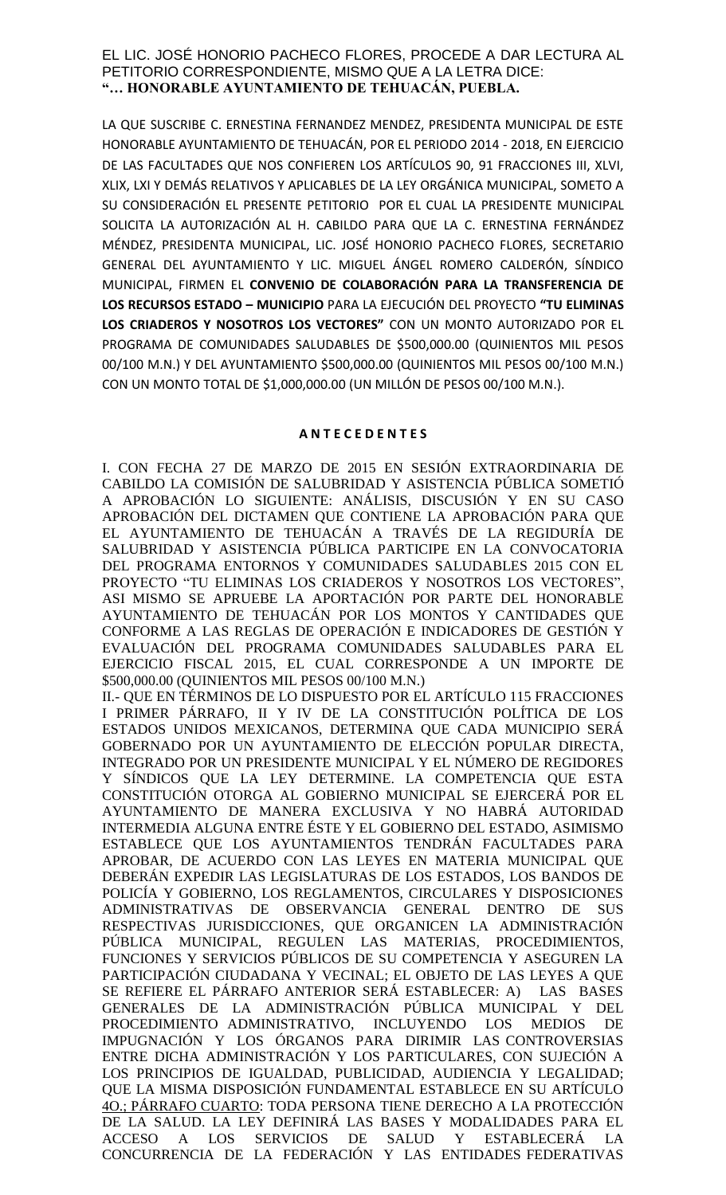EL LIC. JOSÉ HONORIO PACHECO FLORES, PROCEDE A DAR LECTURA AL PETITORIO CORRESPONDIENTE, MISMO QUE A LA LETRA DICE:
**"… HONORABLE AYUNTAMIENTO DE TEHUACÁN, PUEBLA.**

LA QUE SUSCRIBE C. ERNESTINA FERNANDEZ MENDEZ, PRESIDENTA MUNICIPAL DE ESTE HONORABLE AYUNTAMIENTO DE TEHUACÁN, POR EL PERIODO 2014 - 2018, EN EJERCICIO DE LAS FACULTADES QUE NOS CONFIEREN LOS ARTÍCULOS 90, 91 FRACCIONES III, XLVI, XLIX, LXI Y DEMÁS RELATIVOS Y APLICABLES DE LA LEY ORGÁNICA MUNICIPAL, SOMETO A SU CONSIDERACIÓN EL PRESENTE PETITORIO POR EL CUAL LA PRESIDENTE MUNICIPAL SOLICITA LA AUTORIZACIÓN AL H. CABILDO PARA QUE LA C. ERNESTINA FERNÁNDEZ MÉNDEZ, PRESIDENTA MUNICIPAL, LIC. JOSÉ HONORIO PACHECO FLORES, SECRETARIO GENERAL DEL AYUNTAMIENTO Y LIC. MIGUEL ÁNGEL ROMERO CALDERÓN, SÍNDICO MUNICIPAL, FIRMEN EL **CONVENIO DE COLABORACIÓN PARA LA TRANSFERENCIA DE LOS RECURSOS ESTADO – MUNICIPIO** PARA LA EJECUCIÓN DEL PROYECTO **"TU ELIMINAS LOS CRIADEROS Y NOSOTROS LOS VECTORES"** CON UN MONTO AUTORIZADO POR EL PROGRAMA DE COMUNIDADES SALUDABLES DE $500,000.00 (QUINIENTOS MIL PESOS 00/100 M.N.) Y DEL AYUNTAMIENTO $500,000.00 (QUINIENTOS MIL PESOS 00/100 M.N.) CON UN MONTO TOTAL DE $1,000,000.00 (UN MILLÓN DE PESOS 00/100 M.N.).

## A N T E C E D E N T E S

I. CON FECHA 27 DE MARZO DE 2015 EN SESIÓN EXTRAORDINARIA DE CABILDO LA COMISIÓN DE SALUBRIDAD Y ASISTENCIA PÚBLICA SOMETIÓ A APROBACIÓN LO SIGUIENTE: ANÁLISIS, DISCUSIÓN Y EN SU CASO APROBACIÓN DEL DICTAMEN QUE CONTIENE LA APROBACIÓN PARA QUE EL AYUNTAMIENTO DE TEHUACÁN A TRAVÉS DE LA REGIDURÍA DE SALUBRIDAD Y ASISTENCIA PÚBLICA PARTICIPE EN LA CONVOCATORIA DEL PROGRAMA ENTORNOS Y COMUNIDADES SALUDABLES 2015 CON EL PROYECTO "TU ELIMINAS LOS CRIADEROS Y NOSOTROS LOS VECTORES", ASI MISMO SE APRUEBE LA APORTACIÓN POR PARTE DEL HONORABLE AYUNTAMIENTO DE TEHUACÁN POR LOS MONTOS Y CANTIDADES QUE CONFORME A LAS REGLAS DE OPERACIÓN E INDICADORES DE GESTIÓN Y EVALUACIÓN DEL PROGRAMA COMUNIDADES SALUDABLES PARA EL EJERCICIO FISCAL 2015, EL CUAL CORRESPONDE A UN IMPORTE DE $500,000.00 (QUINIENTOS MIL PESOS 00/100 M.N.)

II.- QUE EN TÉRMINOS DE LO DISPUESTO POR EL ARTÍCULO 115 FRACCIONES I PRIMER PÁRRAFO, II Y IV DE LA CONSTITUCIÓN POLÍTICA DE LOS ESTADOS UNIDOS MEXICANOS, DETERMINA QUE CADA MUNICIPIO SERÁ GOBERNADO POR UN AYUNTAMIENTO DE ELECCIÓN POPULAR DIRECTA, INTEGRADO POR UN PRESIDENTE MUNICIPAL Y EL NÚMERO DE REGIDORES Y SÍNDICOS QUE LA LEY DETERMINE. LA COMPETENCIA QUE ESTA CONSTITUCIÓN OTORGA AL GOBIERNO MUNICIPAL SE EJERCERÁ POR EL AYUNTAMIENTO DE MANERA EXCLUSIVA Y NO HABRÁ AUTORIDAD INTERMEDIA ALGUNA ENTRE ÉSTE Y EL GOBIERNO DEL ESTADO, ASIMISMO ESTABLECE QUE LOS AYUNTAMIENTOS TENDRÁN FACULTADES PARA APROBAR, DE ACUERDO CON LAS LEYES EN MATERIA MUNICIPAL QUE DEBERÁN EXPEDIR LAS LEGISLATURAS DE LOS ESTADOS, LOS BANDOS DE POLICÍA Y GOBIERNO, LOS REGLAMENTOS, CIRCULARES Y DISPOSICIONES ADMINISTRATIVAS DE OBSERVANCIA GENERAL DENTRO DE SUS RESPECTIVAS JURISDICCIONES, QUE ORGANICEN LA ADMINISTRACIÓN PÚBLICA MUNICIPAL, REGULEN LAS MATERIAS, PROCEDIMIENTOS, FUNCIONES Y SERVICIOS PÚBLICOS DE SU COMPETENCIA Y ASEGUREN LA PARTICIPACIÓN CIUDADANA Y VECINAL; EL OBJETO DE LAS LEYES A QUE SE REFIERE EL PÁRRAFO ANTERIOR SERÁ ESTABLECER: A) LAS BASES GENERALES DE LA ADMINISTRACIÓN PÚBLICA MUNICIPAL Y DEL PROCEDIMIENTO ADMINISTRATIVO, INCLUYENDO LOS MEDIOS DE IMPUGNACIÓN Y LOS ÓRGANOS PARA DIRIMIR LAS CONTROVERSIAS ENTRE DICHA ADMINISTRACIÓN Y LOS PARTICULARES, CON SUJECIÓN A LOS PRINCIPIOS DE IGUALDAD, PUBLICIDAD, AUDIENCIA Y LEGALIDAD; QUE LA MISMA DISPOSICIÓN FUNDAMENTAL ESTABLECE EN SU ARTÍCULO 4O.; PÁRRAFO CUARTO: TODA PERSONA TIENE DERECHO A LA PROTECCIÓN DE LA SALUD. LA LEY DEFINIRÁ LAS BASES Y MODALIDADES PARA EL ACCESO A LOS SERVICIOS DE SALUD Y ESTABLECERÁ LA CONCURRENCIA DE LA FEDERACIÓN Y LAS ENTIDADES FEDERATIVAS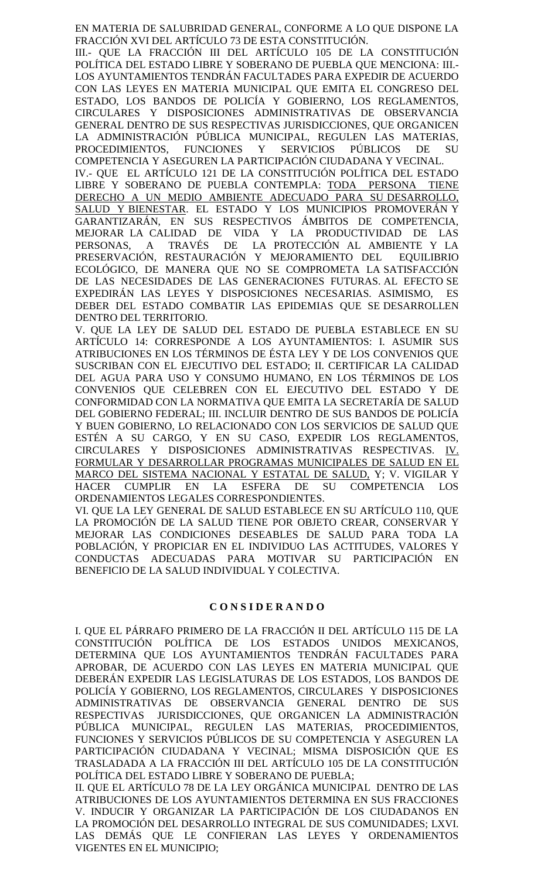EN MATERIA DE SALUBRIDAD GENERAL, CONFORME A LO QUE DISPONE LA FRACCIÓN XVI DEL ARTÍCULO 73 DE ESTA CONSTITUCIÓN.

III.- QUE LA FRACCIÓN III DEL ARTÍCULO 105 DE LA CONSTITUCIÓN POLÍTICA DEL ESTADO LIBRE Y SOBERANO DE PUEBLA QUE MENCIONA: III.- LOS AYUNTAMIENTOS TENDRÁN FACULTADES PARA EXPEDIR DE ACUERDO CON LAS LEYES EN MATERIA MUNICIPAL QUE EMITA EL CONGRESO DEL ESTADO, LOS BANDOS DE POLICÍA Y GOBIERNO, LOS REGLAMENTOS, CIRCULARES Y DISPOSICIONES ADMINISTRATIVAS DE OBSERVANCIA GENERAL DENTRO DE SUS RESPECTIVAS JURISDICCIONES, QUE ORGANICEN LA ADMINISTRACIÓN PÚBLICA MUNICIPAL, REGULEN LAS MATERIAS, PROCEDIMIENTOS, FUNCIONES Y SERVICIOS PÚBLICOS DE SU COMPETENCIA Y ASEGUREN LA PARTICIPACIÓN CIUDADANA Y VECINAL.

IV.- QUE EL ARTÍCULO 121 DE LA CONSTITUCIÓN POLÍTICA DEL ESTADO LIBRE Y SOBERANO DE PUEBLA CONTEMPLA: TODA PERSONA TIENE DERECHO A UN MEDIO AMBIENTE ADECUADO PARA SU DESARROLLO, SALUD Y BIENESTAR. EL ESTADO Y LOS MUNICIPIOS PROMOVERÁN Y GARANTIZARÁN, EN SUS RESPECTIVOS ÁMBITOS DE COMPETENCIA, MEJORAR LA CALIDAD DE VIDA Y LA PRODUCTIVIDAD DE LAS PERSONAS, A TRAVÉS DE LA PROTECCIÓN AL AMBIENTE Y LA PRESERVACIÓN, RESTAURACIÓN Y MEJORAMIENTO DEL EQUILIBRIO ECOLÓGICO, DE MANERA QUE NO SE COMPROMETA LA SATISFACCIÓN DE LAS NECESIDADES DE LAS GENERACIONES FUTURAS. AL EFECTO SE EXPEDIRÁN LAS LEYES Y DISPOSICIONES NECESARIAS. ASIMISMO, ES DEBER DEL ESTADO COMBATIR LAS EPIDEMIAS QUE SE DESARROLLEN DENTRO DEL TERRITORIO.

V. QUE LA LEY DE SALUD DEL ESTADO DE PUEBLA ESTABLECE EN SU ARTÍCULO 14: CORRESPONDE A LOS AYUNTAMIENTOS: I. ASUMIR SUS ATRIBUCIONES EN LOS TÉRMINOS DE ÉSTA LEY Y DE LOS CONVENIOS QUE SUSCRIBAN CON EL EJECUTIVO DEL ESTADO; II. CERTIFICAR LA CALIDAD DEL AGUA PARA USO Y CONSUMO HUMANO, EN LOS TÉRMINOS DE LOS CONVENIOS QUE CELEBREN CON EL EJECUTIVO DEL ESTADO Y DE CONFORMIDAD CON LA NORMATIVA QUE EMITA LA SECRETARÍA DE SALUD DEL GOBIERNO FEDERAL; III. INCLUIR DENTRO DE SUS BANDOS DE POLICÍA Y BUEN GOBIERNO, LO RELACIONADO CON LOS SERVICIOS DE SALUD QUE ESTÉN A SU CARGO, Y EN SU CASO, EXPEDIR LOS REGLAMENTOS, CIRCULARES Y DISPOSICIONES ADMINISTRATIVAS RESPECTIVAS. IV. FORMULAR Y DESARROLLAR PROGRAMAS MUNICIPALES DE SALUD EN EL MARCO DEL SISTEMA NACIONAL Y ESTATAL DE SALUD, Y; V. VIGILAR Y HACER CUMPLIR EN LA ESFERA DE SU COMPETENCIA LOS ORDENAMIENTOS LEGALES CORRESPONDIENTES.

VI. QUE LA LEY GENERAL DE SALUD ESTABLECE EN SU ARTÍCULO 110, QUE LA PROMOCIÓN DE LA SALUD TIENE POR OBJETO CREAR, CONSERVAR Y MEJORAR LAS CONDICIONES DESEABLES DE SALUD PARA TODA LA POBLACIÓN, Y PROPICIAR EN EL INDIVIDUO LAS ACTITUDES, VALORES Y CONDUCTAS ADECUADAS PARA MOTIVAR SU PARTICIPACIÓN EN BENEFICIO DE LA SALUD INDIVIDUAL Y COLECTIVA.

## C O N S I D E R A N D O

I. QUE EL PÁRRAFO PRIMERO DE LA FRACCIÓN II DEL ARTÍCULO 115 DE LA CONSTITUCIÓN POLÍTICA DE LOS ESTADOS UNIDOS MEXICANOS, DETERMINA QUE LOS AYUNTAMIENTOS TENDRÁN FACULTADES PARA APROBAR, DE ACUERDO CON LAS LEYES EN MATERIA MUNICIPAL QUE DEBERÁN EXPEDIR LAS LEGISLATURAS DE LOS ESTADOS, LOS BANDOS DE POLICÍA Y GOBIERNO, LOS REGLAMENTOS, CIRCULARES Y DISPOSICIONES ADMINISTRATIVAS DE OBSERVANCIA GENERAL DENTRO DE SUS RESPECTIVAS JURISDICCIONES, QUE ORGANICEN LA ADMINISTRACIÓN PÚBLICA MUNICIPAL, REGULEN LAS MATERIAS, PROCEDIMIENTOS, FUNCIONES Y SERVICIOS PÚBLICOS DE SU COMPETENCIA Y ASEGUREN LA PARTICIPACIÓN CIUDADANA Y VECINAL; MISMA DISPOSICIÓN QUE ES TRASLADADA A LA FRACCIÓN III DEL ARTÍCULO 105 DE LA CONSTITUCIÓN POLÍTICA DEL ESTADO LIBRE Y SOBERANO DE PUEBLA;

II. QUE EL ARTÍCULO 78 DE LA LEY ORGÁNICA MUNICIPAL DENTRO DE LAS ATRIBUCIONES DE LOS AYUNTAMIENTOS DETERMINA EN SUS FRACCIONES V. INDUCIR Y ORGANIZAR LA PARTICIPACIÓN DE LOS CIUDADANOS EN LA PROMOCIÓN DEL DESARROLLO INTEGRAL DE SUS COMUNIDADES; LXVI. LAS DEMÁS QUE LE CONFIERAN LAS LEYES Y ORDENAMIENTOS VIGENTES EN EL MUNICIPIO;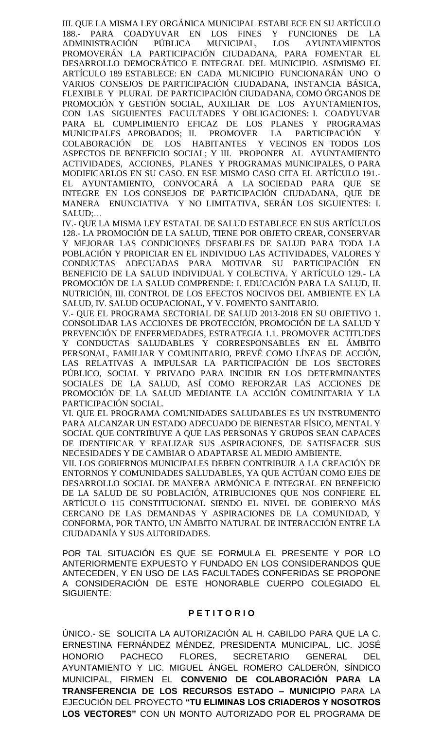III. QUE LA MISMA LEY ORGÁNICA MUNICIPAL ESTABLECE EN SU ARTÍCULO 188.- PARA COADYUVAR EN LOS FINES Y FUNCIONES DE LA ADMINISTRACIÓN PÚBLICA MUNICIPAL, LOS AYUNTAMIENTOS PROMOVERÁN LA PARTICIPACIÓN CIUDADANA, PARA FOMENTAR EL DESARROLLO DEMOCRÁTICO E INTEGRAL DEL MUNICIPIO. ASIMISMO EL ARTÍCULO 189 ESTABLECE: EN CADA MUNICIPIO FUNCIONARÁN UNO O VARIOS CONSEJOS DE PARTICIPACIÓN CIUDADANA, INSTANCIA BÁSICA, FLEXIBLE Y PLURAL DE PARTICIPACIÓN CIUDADANA, COMO ÓRGANOS DE PROMOCIÓN Y GESTIÓN SOCIAL, AUXILIAR DE LOS AYUNTAMIENTOS, CON LAS SIGUIENTES FACULTADES Y OBLIGACIONES: I. COADYUVAR PARA EL CUMPLIMIENTO EFICAZ DE LOS PLANES Y PROGRAMAS MUNICIPALES APROBADOS; II. PROMOVER LA PARTICIPACIÓN Y COLABORACIÓN DE LOS HABITANTES Y VECINOS EN TODOS LOS ASPECTOS DE BENEFICIO SOCIAL; Y III. PROPONER AL AYUNTAMIENTO ACTIVIDADES, ACCIONES, PLANES Y PROGRAMAS MUNICIPALES, O PARA MODIFICARLOS EN SU CASO. EN ESE MISMO CASO CITA EL ARTÍCULO 191.- EL AYUNTAMIENTO, CONVOCARÁ A LA SOCIEDAD PARA QUE SE INTEGRE EN LOS CONSEJOS DE PARTICIPACIÓN CIUDADANA, QUE DE MANERA ENUNCIATIVA Y NO LIMITATIVA, SERÁN LOS SIGUIENTES: I. SALUD;…

IV.- QUE LA MISMA LEY ESTATAL DE SALUD ESTABLECE EN SUS ARTÍCULOS 128.- LA PROMOCIÓN DE LA SALUD, TIENE POR OBJETO CREAR, CONSERVAR Y MEJORAR LAS CONDICIONES DESEABLES DE SALUD PARA TODA LA POBLACIÓN Y PROPICIAR EN EL INDIVIDUO LAS ACTIVIDADES, VALORES Y CONDUCTAS ADECUADAS PARA MOTIVAR SU PARTICIPACIÓN EN BENEFICIO DE LA SALUD INDIVIDUAL Y COLECTIVA. Y ARTÍCULO 129.- LA PROMOCIÓN DE LA SALUD COMPRENDE: I. EDUCACIÓN PARA LA SALUD, II. NUTRICIÓN, III. CONTROL DE LOS EFECTOS NOCIVOS DEL AMBIENTE EN LA SALUD, IV. SALUD OCUPACIONAL, Y V. FOMENTO SANITARIO.

V.- QUE EL PROGRAMA SECTORIAL DE SALUD 2013-2018 EN SU OBJETIVO 1. CONSOLIDAR LAS ACCIONES DE PROTECCIÓN, PROMOCIÓN DE LA SALUD Y PREVENCIÓN DE ENFERMEDADES, ESTRATEGIA 1.1. PROMOVER ACTITUDES Y CONDUCTAS SALUDABLES Y CORRESPONSABLES EN EL ÁMBITO PERSONAL, FAMILIAR Y COMUNITARIO, PREVÉ COMO LÍNEAS DE ACCIÓN, LAS RELATIVAS A IMPULSAR LA PARTICIPACIÓN DE LOS SECTORES PÚBLICO, SOCIAL Y PRIVADO PARA INCIDIR EN LOS DETERMINANTES SOCIALES DE LA SALUD, ASÍ COMO REFORZAR LAS ACCIONES DE PROMOCIÓN DE LA SALUD MEDIANTE LA ACCIÓN COMUNITARIA Y LA PARTICIPACIÓN SOCIAL.

VI. QUE EL PROGRAMA COMUNIDADES SALUDABLES ES UN INSTRUMENTO PARA ALCANZAR UN ESTADO ADECUADO DE BIENESTAR FÍSICO, MENTAL Y SOCIAL QUE CONTRIBUYE A QUE LAS PERSONAS Y GRUPOS SEAN CAPACES DE IDENTIFICAR Y REALIZAR SUS ASPIRACIONES, DE SATISFACER SUS NECESIDADES Y DE CAMBIAR O ADAPTARSE AL MEDIO AMBIENTE.

VII. LOS GOBIERNOS MUNICIPALES DEBEN CONTRIBUIR A LA CREACIÓN DE ENTORNOS Y COMUNIDADES SALUDABLES, YA QUE ACTÚAN COMO EJES DE DESARROLLO SOCIAL DE MANERA ARMÓNICA E INTEGRAL EN BENEFICIO DE LA SALUD DE SU POBLACIÓN, ATRIBUCIONES QUE NOS CONFIERE EL ARTÍCULO 115 CONSTITUCIONAL SIENDO EL NIVEL DE GOBIERNO MÁS CERCANO DE LAS DEMANDAS Y ASPIRACIONES DE LA COMUNIDAD, Y CONFORMA, POR TANTO, UN ÁMBITO NATURAL DE INTERACCIÓN ENTRE LA CIUDADANÍA Y SUS AUTORIDADES.

POR TAL SITUACIÓN ES QUE SE FORMULA EL PRESENTE Y POR LO ANTERIORMENTE EXPUESTO Y FUNDADO EN LOS CONSIDERANDOS QUE ANTECEDEN, Y EN USO DE LAS FACULTADES CONFERIDAS SE PROPONE A CONSIDERACIÓN DE ESTE HONORABLE CUERPO COLEGIADO EL SIGUIENTE:

## P E T I T O R I O

ÚNICO.- SE SOLICITA LA AUTORIZACIÓN AL H. CABILDO PARA QUE LA C. ERNESTINA FERNÁNDEZ MÉNDEZ, PRESIDENTA MUNICIPAL, LIC. JOSÉ HONORIO PACHECO FLORES, SECRETARIO GENERAL DEL AYUNTAMIENTO Y LIC. MIGUEL ÁNGEL ROMERO CALDERÓN, SÍNDICO MUNICIPAL, FIRMEN EL **CONVENIO DE COLABORACIÓN PARA LA TRANSFERENCIA DE LOS RECURSOS ESTADO – MUNICIPIO** PARA LA EJECUCIÓN DEL PROYECTO **"TU ELIMINAS LOS CRIADEROS Y NOSOTROS LOS VECTORES"** CON UN MONTO AUTORIZADO POR EL PROGRAMA DE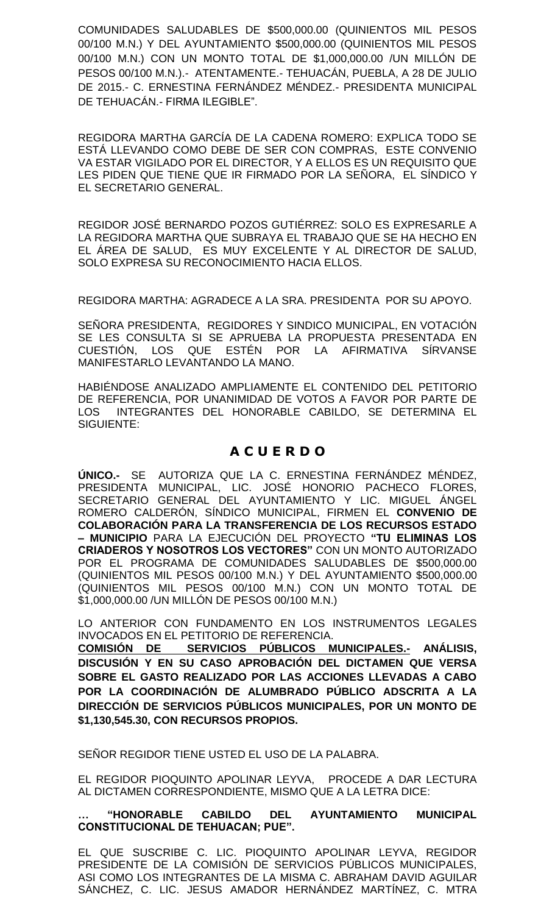COMUNIDADES SALUDABLES DE $500,000.00 (QUINIENTOS MIL PESOS 00/100 M.N.) Y DEL AYUNTAMIENTO $500,000.00 (QUINIENTOS MIL PESOS 00/100 M.N.) CON UN MONTO TOTAL DE $1,000,000.00 /UN MILLÓN DE PESOS 00/100 M.N.).- ATENTAMENTE.- TEHUACÁN, PUEBLA, A 28 DE JULIO DE 2015.- C. ERNESTINA FERNÁNDEZ MÉNDEZ.- PRESIDENTA MUNICIPAL DE TEHUACÁN.- FIRMA ILEGIBLE".

REGIDORA MARTHA GARCÍA DE LA CADENA ROMERO: EXPLICA TODO SE ESTÁ LLEVANDO COMO DEBE DE SER CON COMPRAS, ESTE CONVENIO VA ESTAR VIGILADO POR EL DIRECTOR, Y A ELLOS ES UN REQUISITO QUE LES PIDEN QUE TIENE QUE IR FIRMADO POR LA SEÑORA, EL SÍNDICO Y EL SECRETARIO GENERAL.

REGIDOR JOSÉ BERNARDO POZOS GUTIÉRREZ: SOLO ES EXPRESARLE A LA REGIDORA MARTHA QUE SUBRAYA EL TRABAJO QUE SE HA HECHO EN EL ÁREA DE SALUD, ES MUY EXCELENTE Y AL DIRECTOR DE SALUD, SOLO EXPRESA SU RECONOCIMIENTO HACIA ELLOS.

REGIDORA MARTHA: AGRADECE A LA SRA. PRESIDENTA POR SU APOYO.

SEÑORA PRESIDENTA, REGIDORES Y SINDICO MUNICIPAL, EN VOTACIÓN SE LES CONSULTA SI SE APRUEBA LA PROPUESTA PRESENTADA EN CUESTIÓN, LOS QUE ESTÉN POR LA AFIRMATIVA SÍRVANSE MANIFESTARLO LEVANTANDO LA MANO.

HABIÉNDOSE ANALIZADO AMPLIAMENTE EL CONTENIDO DEL PETITORIO DE REFERENCIA, POR UNANIMIDAD DE VOTOS A FAVOR POR PARTE DE LOS INTEGRANTES DEL HONORABLE CABILDO, SE DETERMINA EL SIGUIENTE:

## A C U E R D O

**ÚNICO.-** SE AUTORIZA QUE LA C. ERNESTINA FERNÁNDEZ MÉNDEZ, PRESIDENTA MUNICIPAL, LIC. JOSÉ HONORIO PACHECO FLORES, SECRETARIO GENERAL DEL AYUNTAMIENTO Y LIC. MIGUEL ÁNGEL ROMERO CALDERÓN, SÍNDICO MUNICIPAL, FIRMEN EL **CONVENIO DE COLABORACIÓN PARA LA TRANSFERENCIA DE LOS RECURSOS ESTADO – MUNICIPIO** PARA LA EJECUCIÓN DEL PROYECTO **"TU ELIMINAS LOS CRIADEROS Y NOSOTROS LOS VECTORES"** CON UN MONTO AUTORIZADO POR EL PROGRAMA DE COMUNIDADES SALUDABLES DE $500,000.00 (QUINIENTOS MIL PESOS 00/100 M.N.) Y DEL AYUNTAMIENTO $500,000.00 (QUINIENTOS MIL PESOS 00/100 M.N.) CON UN MONTO TOTAL DE $1,000,000.00 /UN MILLÓN DE PESOS 00/100 M.N.)

LO ANTERIOR CON FUNDAMENTO EN LOS INSTRUMENTOS LEGALES INVOCADOS EN EL PETITORIO DE REFERENCIA.

**COMISIÓN DE SERVICIOS PÚBLICOS MUNICIPALES.- ANÁLISIS, DISCUSIÓN Y EN SU CASO APROBACIÓN DEL DICTAMEN QUE VERSA SOBRE EL GASTO REALIZADO POR LAS ACCIONES LLEVADAS A CABO POR LA COORDINACIÓN DE ALUMBRADO PÚBLICO ADSCRITA A LA DIRECCIÓN DE SERVICIOS PÚBLICOS MUNICIPALES, POR UN MONTO DE $1,130,545.30, CON RECURSOS PROPIOS.**

SEÑOR REGIDOR TIENE USTED EL USO DE LA PALABRA.

EL REGIDOR PIOQUINTO APOLINAR LEYVA, PROCEDE A DAR LECTURA AL DICTAMEN CORRESPONDIENTE, MISMO QUE A LA LETRA DICE:

**… "HONORABLE CABILDO DEL AYUNTAMIENTO MUNICIPAL CONSTITUCIONAL DE TEHUACAN; PUE".**

EL QUE SUSCRIBE C. LIC. PIOQUINTO APOLINAR LEYVA, REGIDOR PRESIDENTE DE LA COMISIÓN DE SERVICIOS PÚBLICOS MUNICIPALES, ASI COMO LOS INTEGRANTES DE LA MISMA C. ABRAHAM DAVID AGUILAR SÁNCHEZ, C. LIC. JESUS AMADOR HERNÁNDEZ MARTÍNEZ, C. MTRA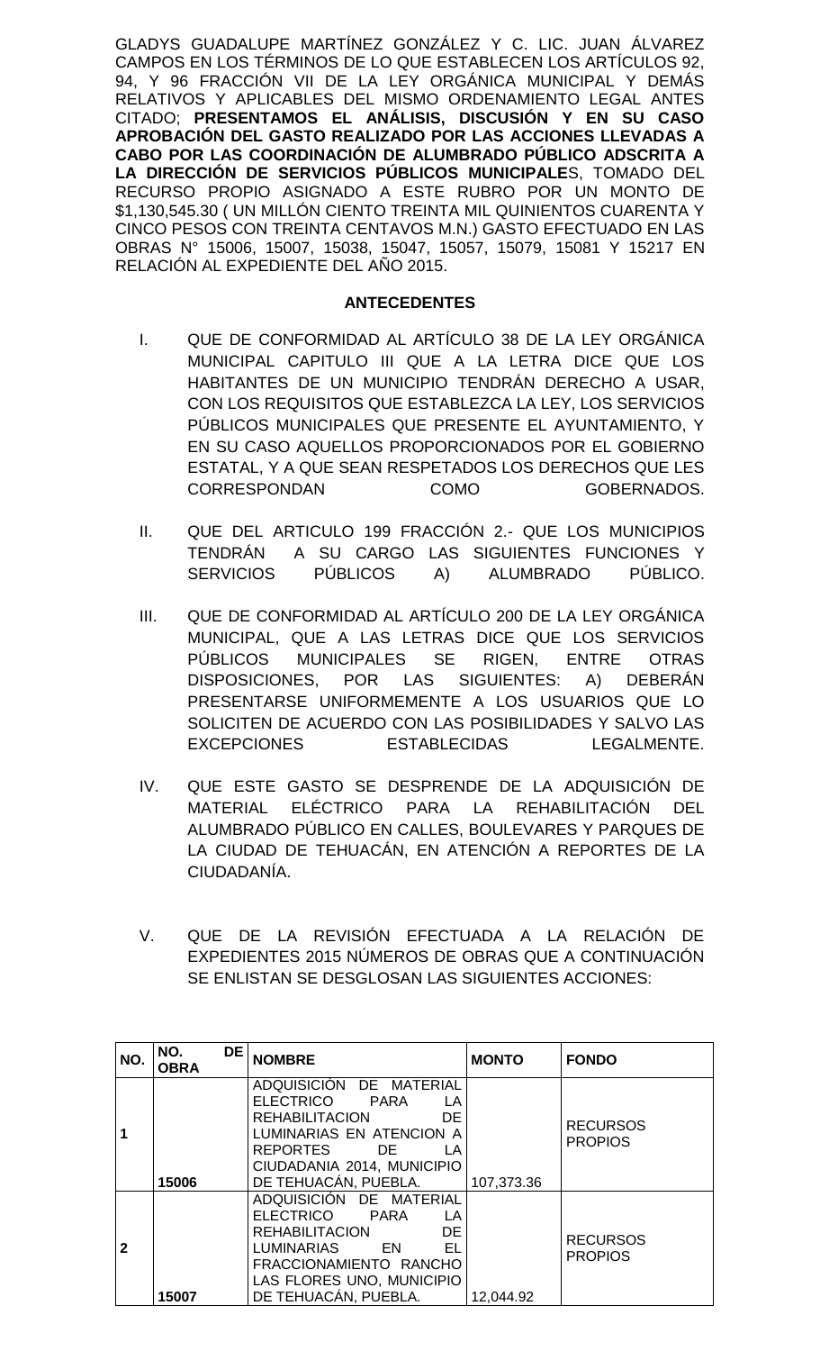GLADYS GUADALUPE MARTÍNEZ GONZÁLEZ Y C. LIC. JUAN ÁLVAREZ CAMPOS EN LOS TÉRMINOS DE LO QUE ESTABLECEN LOS ARTÍCULOS 92, 94, Y 96 FRACCIÓN VII DE LA LEY ORGÁNICA MUNICIPAL Y DEMÁS RELATIVOS Y APLICABLES DEL MISMO ORDENAMIENTO LEGAL ANTES CITADO; **PRESENTAMOS EL ANÁLISIS, DISCUSIÓN Y EN SU CASO APROBACIÓN DEL GASTO REALIZADO POR LAS ACCIONES LLEVADAS A CABO POR LAS COORDINACIÓN DE ALUMBRADO PÚBLICO ADSCRITA A LA DIRECCIÓN DE SERVICIOS PÚBLICOS MUNICIPALE**S, TOMADO DEL RECURSO PROPIO ASIGNADO A ESTE RUBRO POR UN MONTO DE $1,130,545.30 ( UN MILLÓN CIENTO TREINTA MIL QUINIENTOS CUARENTA Y CINCO PESOS CON TREINTA CENTAVOS M.N.) GASTO EFECTUADO EN LAS OBRAS N° 15006, 15007, 15038, 15047, 15057, 15079, 15081 Y 15217 EN RELACIÓN AL EXPEDIENTE DEL AÑO 2015.

**ANTECEDENTES**

I. QUE DE CONFORMIDAD AL ARTÍCULO 38 DE LA LEY ORGÁNICA MUNICIPAL CAPITULO III QUE A LA LETRA DICE QUE LOS HABITANTES DE UN MUNICIPIO TENDRÁN DERECHO A USAR, CON LOS REQUISITOS QUE ESTABLEZCA LA LEY, LOS SERVICIOS PÚBLICOS MUNICIPALES QUE PRESENTE EL AYUNTAMIENTO, Y EN SU CASO AQUELLOS PROPORCIONADOS POR EL GOBIERNO ESTATAL, Y A QUE SEAN RESPETADOS LOS DERECHOS QUE LES CORRESPONDAN COMO GOBERNADOS.

II. QUE DEL ARTICULO 199 FRACCIÓN 2.- QUE LOS MUNICIPIOS TENDRÁN A SU CARGO LAS SIGUIENTES FUNCIONES Y SERVICIOS PÚBLICOS A) ALUMBRADO PÚBLICO.

III. QUE DE CONFORMIDAD AL ARTÍCULO 200 DE LA LEY ORGÁNICA MUNICIPAL, QUE A LAS LETRAS DICE QUE LOS SERVICIOS PÚBLICOS MUNICIPALES SE RIGEN, ENTRE OTRAS DISPOSICIONES, POR LAS SIGUIENTES: A) DEBERÁN PRESENTARSE UNIFORMEMENTE A LOS USUARIOS QUE LO SOLICITEN DE ACUERDO CON LAS POSIBILIDADES Y SALVO LAS EXCEPCIONES ESTABLECIDAS LEGALMENTE.

IV. QUE ESTE GASTO SE DESPRENDE DE LA ADQUISICIÓN DE MATERIAL ELÉCTRICO PARA LA REHABILITACIÓN DEL ALUMBRADO PÚBLICO EN CALLES, BOULEVARES Y PARQUES DE LA CIUDAD DE TEHUACÁN, EN ATENCIÓN A REPORTES DE LA CIUDADANÍA.

V. QUE DE LA REVISIÓN EFECTUADA A LA RELACIÓN DE EXPEDIENTES 2015 NÚMEROS DE OBRAS QUE A CONTINUACIÓN SE ENLISTAN SE DESGLOSAN LAS SIGUIENTES ACCIONES:

| NO. | NO. DE OBRA | NOMBRE | MONTO | FONDO |
|---|---|---|---|---|
| 1 | 15006 | ADQUISICIÓN DE MATERIAL ELECTRICO PARA LA REHABILITACION DE LUMINARIAS EN ATENCION A REPORTES DE LA CIUDADANIA 2014, MUNICIPIO DE TEHUACÁN, PUEBLA. | 107,373.36 | RECURSOS PROPIOS |
| 2 | 15007 | ADQUISICIÓN DE MATERIAL ELECTRICO PARA LA REHABILITACION DE LUMINARIAS EN EL FRACCIONAMIENTO RANCHO LAS FLORES UNO, MUNICIPIO DE TEHUACÁN, PUEBLA. | 12,044.92 | RECURSOS PROPIOS |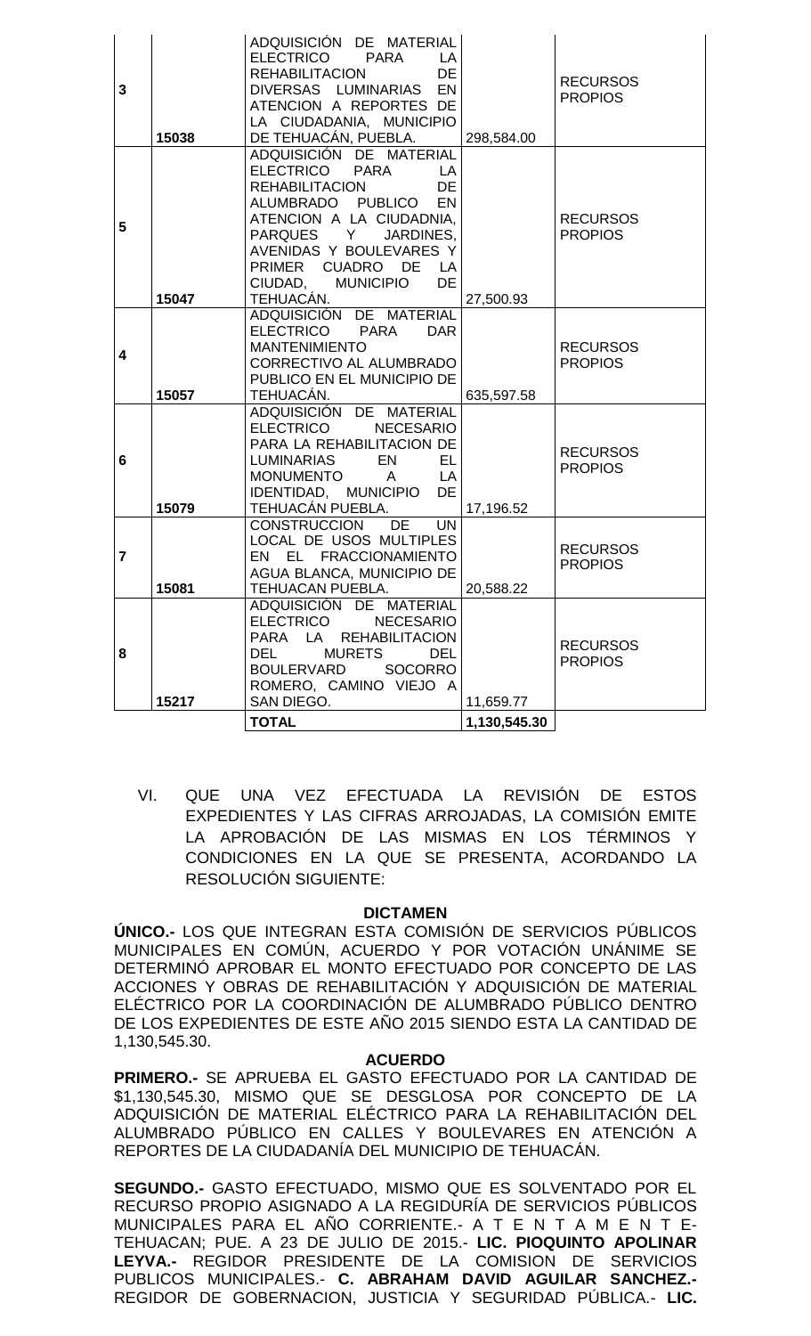| | | | | |
|---|---|---|---|---|
| **3** | **15038** | ADQUISICIÓN DE MATERIAL ELECTRICO PARA LA REHABILITACION DE DIVERSAS LUMINARIAS EN ATENCION A REPORTES DE LA CIUDADANIA, MUNICIPIO DE TEHUACÁN, PUEBLA. | 298,584.00 | RECURSOS PROPIOS |
| **5** | **15047** | ADQUISICIÓN DE MATERIAL ELECTRICO PARA LA REHABILITACION DE ALUMBRADO PUBLICO EN ATENCION A LA CIUDADNIA, PARQUES Y JARDINES, AVENIDAS Y BOULEVARES Y PRIMER CUADRO DE LA CIUDAD, MUNICIPIO DE TEHUACÁN. | 27,500.93 | RECURSOS PROPIOS |
| **4** | **15057** | ADQUISICIÓN DE MATERIAL ELECTRICO PARA DAR MANTENIMIENTO CORRECTIVO AL ALUMBRADO PUBLICO EN EL MUNICIPIO DE TEHUACÁN. | 635,597.58 | RECURSOS PROPIOS |
| **6** | **15079** | ADQUISICIÓN DE MATERIAL ELECTRICO NECESARIO PARA LA REHABILITACION DE LUMINARIAS EN EL MONUMENTO A LA IDENTIDAD, MUNICIPIO DE TEHUACÁN PUEBLA. | 17,196.52 | RECURSOS PROPIOS |
| **7** | **15081** | CONSTRUCCION DE UN LOCAL DE USOS MULTIPLES EN EL FRACCIONAMIENTO AGUA BLANCA, MUNICIPIO DE TEHUACAN PUEBLA. | 20,588.22 | RECURSOS PROPIOS |
| **8** | **15217** | ADQUISICIÓN DE MATERIAL ELECTRICO NECESARIO PARA LA REHABILITACION DEL MURETS DEL BOULERVARD SOCORRO ROMERO, CAMINO VIEJO A SAN DIEGO. | 11,659.77 | RECURSOS PROPIOS |
| | | **TOTAL** | **1,130,545.30** | |

VI. QUE UNA VEZ EFECTUADA LA REVISIÓN DE ESTOS EXPEDIENTES Y LAS CIFRAS ARROJADAS, LA COMISIÓN EMITE LA APROBACIÓN DE LAS MISMAS EN LOS TÉRMINOS Y CONDICIONES EN LA QUE SE PRESENTA, ACORDANDO LA RESOLUCIÓN SIGUIENTE:

**DICTAMEN**

**ÚNICO.-** LOS QUE INTEGRAN ESTA COMISIÓN DE SERVICIOS PÚBLICOS MUNICIPALES EN COMÚN, ACUERDO Y POR VOTACIÓN UNÁNIME SE DETERMINÓ APROBAR EL MONTO EFECTUADO POR CONCEPTO DE LAS ACCIONES Y OBRAS DE REHABILITACIÓN Y ADQUISICIÓN DE MATERIAL ELÉCTRICO POR LA COORDINACIÓN DE ALUMBRADO PÚBLICO DENTRO DE LOS EXPEDIENTES DE ESTE AÑO 2015 SIENDO ESTA LA CANTIDAD DE 1,130,545.30.

**ACUERDO**

**PRIMERO.-** SE APRUEBA EL GASTO EFECTUADO POR LA CANTIDAD DE $1,130,545.30, MISMO QUE SE DESGLOSA POR CONCEPTO DE LA ADQUISICIÓN DE MATERIAL ELÉCTRICO PARA LA REHABILITACIÓN DEL ALUMBRADO PÚBLICO EN CALLES Y BOULEVARES EN ATENCIÓN A REPORTES DE LA CIUDADANÍA DEL MUNICIPIO DE TEHUACÁN.

**SEGUNDO.-** GASTO EFECTUADO, MISMO QUE ES SOLVENTADO POR EL RECURSO PROPIO ASIGNADO A LA REGIDURÍA DE SERVICIOS PÚBLICOS MUNICIPALES PARA EL AÑO CORRIENTE.- A T E N T A M E N T E- TEHUACAN; PUE. A 23 DE JULIO DE 2015.- **LIC. PIOQUINTO APOLINAR LEYVA.-** REGIDOR PRESIDENTE DE LA COMISION DE SERVICIOS PUBLICOS MUNICIPALES.- **C. ABRAHAM DAVID AGUILAR SANCHEZ.-** REGIDOR DE GOBERNACION, JUSTICIA Y SEGURIDAD PÚBLICA.- **LIC.**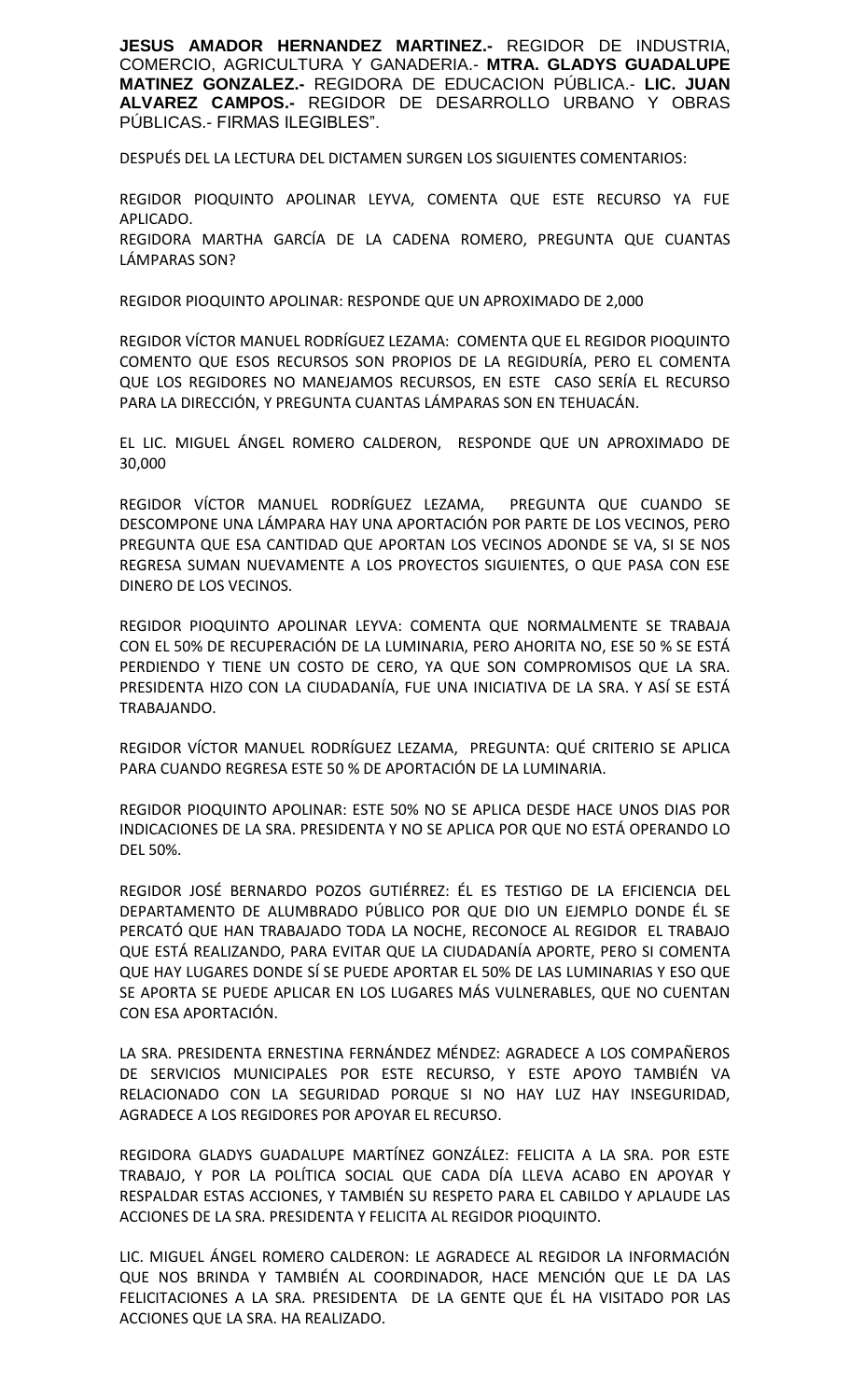**JESUS AMADOR HERNANDEZ MARTINEZ.-** REGIDOR DE INDUSTRIA, COMERCIO, AGRICULTURA Y GANADERIA.- **MTRA. GLADYS GUADALUPE MATINEZ GONZALEZ.-** REGIDORA DE EDUCACION PÚBLICA.- **LIC. JUAN ALVAREZ CAMPOS.-** REGIDOR DE DESARROLLO URBANO Y OBRAS PÚBLICAS.- FIRMAS ILEGIBLES".

DESPUÉS DEL LA LECTURA DEL DICTAMEN SURGEN LOS SIGUIENTES COMENTARIOS:

REGIDOR PIOQUINTO APOLINAR LEYVA, COMENTA QUE ESTE RECURSO YA FUE APLICADO.
REGIDORA MARTHA GARCÍA DE LA CADENA ROMERO, PREGUNTA QUE CUANTAS LÁMPARAS SON?

REGIDOR PIOQUINTO APOLINAR: RESPONDE QUE UN APROXIMADO DE 2,000

REGIDOR VÍCTOR MANUEL RODRÍGUEZ LEZAMA: COMENTA QUE EL REGIDOR PIOQUINTO COMENTO QUE ESOS RECURSOS SON PROPIOS DE LA REGIDURÍA, PERO EL COMENTA QUE LOS REGIDORES NO MANEJAMOS RECURSOS, EN ESTE CASO SERÍA EL RECURSO PARA LA DIRECCIÓN, Y PREGUNTA CUANTAS LÁMPARAS SON EN TEHUACÁN.

EL LIC. MIGUEL ÁNGEL ROMERO CALDERON, RESPONDE QUE UN APROXIMADO DE 30,000

REGIDOR VÍCTOR MANUEL RODRÍGUEZ LEZAMA, PREGUNTA QUE CUANDO SE DESCOMPONE UNA LÁMPARA HAY UNA APORTACIÓN POR PARTE DE LOS VECINOS, PERO PREGUNTA QUE ESA CANTIDAD QUE APORTAN LOS VECINOS ADONDE SE VA, SI SE NOS REGRESA SUMAN NUEVAMENTE A LOS PROYECTOS SIGUIENTES, O QUE PASA CON ESE DINERO DE LOS VECINOS.

REGIDOR PIOQUINTO APOLINAR LEYVA: COMENTA QUE NORMALMENTE SE TRABAJA CON EL 50% DE RECUPERACIÓN DE LA LUMINARIA, PERO AHORITA NO, ESE 50 % SE ESTÁ PERDIENDO Y TIENE UN COSTO DE CERO, YA QUE SON COMPROMISOS QUE LA SRA. PRESIDENTA HIZO CON LA CIUDADANÍA, FUE UNA INICIATIVA DE LA SRA. Y ASÍ SE ESTÁ TRABAJANDO.

REGIDOR VÍCTOR MANUEL RODRÍGUEZ LEZAMA, PREGUNTA: QUÉ CRITERIO SE APLICA PARA CUANDO REGRESA ESTE 50 % DE APORTACIÓN DE LA LUMINARIA.

REGIDOR PIOQUINTO APOLINAR: ESTE 50% NO SE APLICA DESDE HACE UNOS DIAS POR INDICACIONES DE LA SRA. PRESIDENTA Y NO SE APLICA POR QUE NO ESTÁ OPERANDO LO DEL 50%.

REGIDOR JOSÉ BERNARDO POZOS GUTIÉRREZ: ÉL ES TESTIGO DE LA EFICIENCIA DEL DEPARTAMENTO DE ALUMBRADO PÚBLICO POR QUE DIO UN EJEMPLO DONDE ÉL SE PERCATÓ QUE HAN TRABAJADO TODA LA NOCHE, RECONOCE AL REGIDOR EL TRABAJO QUE ESTÁ REALIZANDO, PARA EVITAR QUE LA CIUDADANÍA APORTE, PERO SI COMENTA QUE HAY LUGARES DONDE SÍ SE PUEDE APORTAR EL 50% DE LAS LUMINARIAS Y ESO QUE SE APORTA SE PUEDE APLICAR EN LOS LUGARES MÁS VULNERABLES, QUE NO CUENTAN CON ESA APORTACIÓN.

LA SRA. PRESIDENTA ERNESTINA FERNÁNDEZ MÉNDEZ: AGRADECE A LOS COMPAÑEROS DE SERVICIOS MUNICIPALES POR ESTE RECURSO, Y ESTE APOYO TAMBIÉN VA RELACIONADO CON LA SEGURIDAD PORQUE SI NO HAY LUZ HAY INSEGURIDAD, AGRADECE A LOS REGIDORES POR APOYAR EL RECURSO.

REGIDORA GLADYS GUADALUPE MARTÍNEZ GONZÁLEZ: FELICITA A LA SRA. POR ESTE TRABAJO, Y POR LA POLÍTICA SOCIAL QUE CADA DÍA LLEVA ACABO EN APOYAR Y RESPALDAR ESTAS ACCIONES, Y TAMBIÉN SU RESPETO PARA EL CABILDO Y APLAUDE LAS ACCIONES DE LA SRA. PRESIDENTA Y FELICITA AL REGIDOR PIOQUINTO.

LIC. MIGUEL ÁNGEL ROMERO CALDERON: LE AGRADECE AL REGIDOR LA INFORMACIÓN QUE NOS BRINDA Y TAMBIÉN AL COORDINADOR, HACE MENCIÓN QUE LE DA LAS FELICITACIONES A LA SRA. PRESIDENTA DE LA GENTE QUE ÉL HA VISITADO POR LAS ACCIONES QUE LA SRA. HA REALIZADO.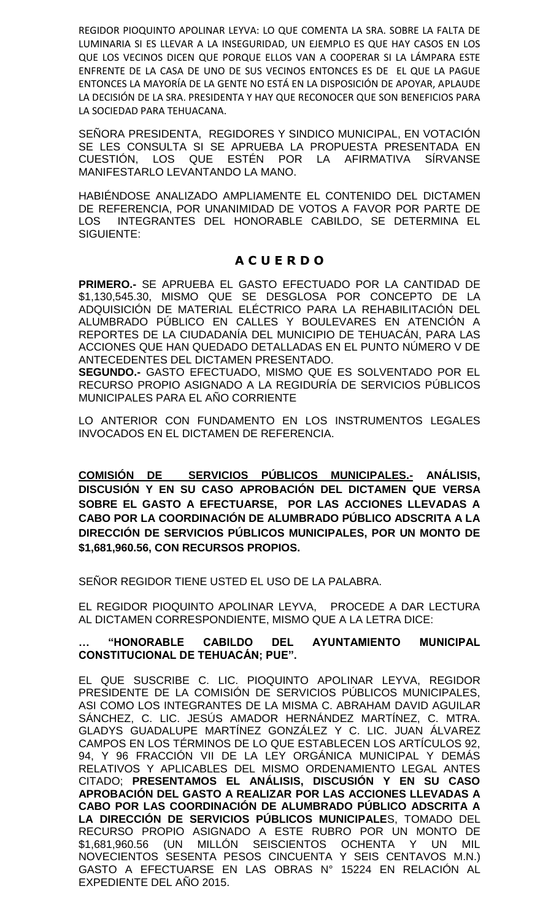REGIDOR PIOQUINTO APOLINAR LEYVA: LO QUE COMENTA LA SRA. SOBRE LA FALTA DE LUMINARIA SI ES LLEVAR A LA INSEGURIDAD, UN EJEMPLO ES QUE HAY CASOS EN LOS QUE LOS VECINOS DICEN QUE PORQUE ELLOS VAN A COOPERAR SI LA LÁMPARA ESTE ENFRENTE DE LA CASA DE UNO DE SUS VECINOS ENTONCES ES DE EL QUE LA PAGUE ENTONCES LA MAYORÍA DE LA GENTE NO ESTÁ EN LA DISPOSICIÓN DE APOYAR, APLAUDE LA DECISIÓN DE LA SRA. PRESIDENTA Y HAY QUE RECONOCER QUE SON BENEFICIOS PARA LA SOCIEDAD PARA TEHUACANA.

SEÑORA PRESIDENTA, REGIDORES Y SINDICO MUNICIPAL, EN VOTACIÓN SE LES CONSULTA SI SE APRUEBA LA PROPUESTA PRESENTADA EN CUESTIÓN, LOS QUE ESTÉN POR LA AFIRMATIVA SÍRVANSE MANIFESTARLO LEVANTANDO LA MANO.

HABIÉNDOSE ANALIZADO AMPLIAMENTE EL CONTENIDO DEL DICTAMEN DE REFERENCIA, POR UNANIMIDAD DE VOTOS A FAVOR POR PARTE DE LOS INTEGRANTES DEL HONORABLE CABILDO, SE DETERMINA EL SIGUIENTE:

## A C U E R D O

**PRIMERO.-** SE APRUEBA EL GASTO EFECTUADO POR LA CANTIDAD DE $1,130,545.30, MISMO QUE SE DESGLOSA POR CONCEPTO DE LA ADQUISICIÓN DE MATERIAL ELÉCTRICO PARA LA REHABILITACIÓN DEL ALUMBRADO PÚBLICO EN CALLES Y BOULEVARES EN ATENCIÓN A REPORTES DE LA CIUDADANÍA DEL MUNICIPIO DE TEHUACÁN, PARA LAS ACCIONES QUE HAN QUEDADO DETALLADAS EN EL PUNTO NÚMERO V DE ANTECEDENTES DEL DICTAMEN PRESENTADO.
**SEGUNDO.-** GASTO EFECTUADO, MISMO QUE ES SOLVENTADO POR EL RECURSO PROPIO ASIGNADO A LA REGIDURÍA DE SERVICIOS PÚBLICOS MUNICIPALES PARA EL AÑO CORRIENTE

LO ANTERIOR CON FUNDAMENTO EN LOS INSTRUMENTOS LEGALES INVOCADOS EN EL DICTAMEN DE REFERENCIA.

**<u>COMISIÓN DE SERVICIOS PÚBLICOS MUNICIPALES.-</u> ANÁLISIS, DISCUSIÓN Y EN SU CASO APROBACIÓN DEL DICTAMEN QUE VERSA SOBRE EL GASTO A EFECTUARSE, POR LAS ACCIONES LLEVADAS A CABO POR LA COORDINACIÓN DE ALUMBRADO PÚBLICO ADSCRITA A LA DIRECCIÓN DE SERVICIOS PÚBLICOS MUNICIPALES, POR UN MONTO DE $1,681,960.56, CON RECURSOS PROPIOS.**

SEÑOR REGIDOR TIENE USTED EL USO DE LA PALABRA.

EL REGIDOR PIOQUINTO APOLINAR LEYVA, PROCEDE A DAR LECTURA AL DICTAMEN CORRESPONDIENTE, MISMO QUE A LA LETRA DICE:

**… "HONORABLE CABILDO DEL AYUNTAMIENTO MUNICIPAL CONSTITUCIONAL DE TEHUACÁN; PUE".**

EL QUE SUSCRIBE C. LIC. PIOQUINTO APOLINAR LEYVA, REGIDOR PRESIDENTE DE LA COMISIÓN DE SERVICIOS PÚBLICOS MUNICIPALES, ASI COMO LOS INTEGRANTES DE LA MISMA C. ABRAHAM DAVID AGUILAR SÁNCHEZ, C. LIC. JESÚS AMADOR HERNÁNDEZ MARTÍNEZ, C. MTRA. GLADYS GUADALUPE MARTÍNEZ GONZÁLEZ Y C. LIC. JUAN ÁLVAREZ CAMPOS EN LOS TÉRMINOS DE LO QUE ESTABLECEN LOS ARTÍCULOS 92, 94, Y 96 FRACCIÓN VII DE LA LEY ORGÁNICA MUNICIPAL Y DEMÁS RELATIVOS Y APLICABLES DEL MISMO ORDENAMIENTO LEGAL ANTES CITADO; **PRESENTAMOS EL ANÁLISIS, DISCUSIÓN Y EN SU CASO APROBACIÓN DEL GASTO A REALIZAR POR LAS ACCIONES LLEVADAS A CABO POR LAS COORDINACIÓN DE ALUMBRADO PÚBLICO ADSCRITA A LA DIRECCIÓN DE SERVICIOS PÚBLICOS MUNICIPALE**S, TOMADO DEL RECURSO PROPIO ASIGNADO A ESTE RUBRO POR UN MONTO DE $1,681,960.56 (UN MILLÓN SEISCIENTOS OCHENTA Y UN MIL NOVECIENTOS SESENTA PESOS CINCUENTA Y SEIS CENTAVOS M.N.) GASTO A EFECTUARSE EN LAS OBRAS N° 15224 EN RELACIÓN AL EXPEDIENTE DEL AÑO 2015.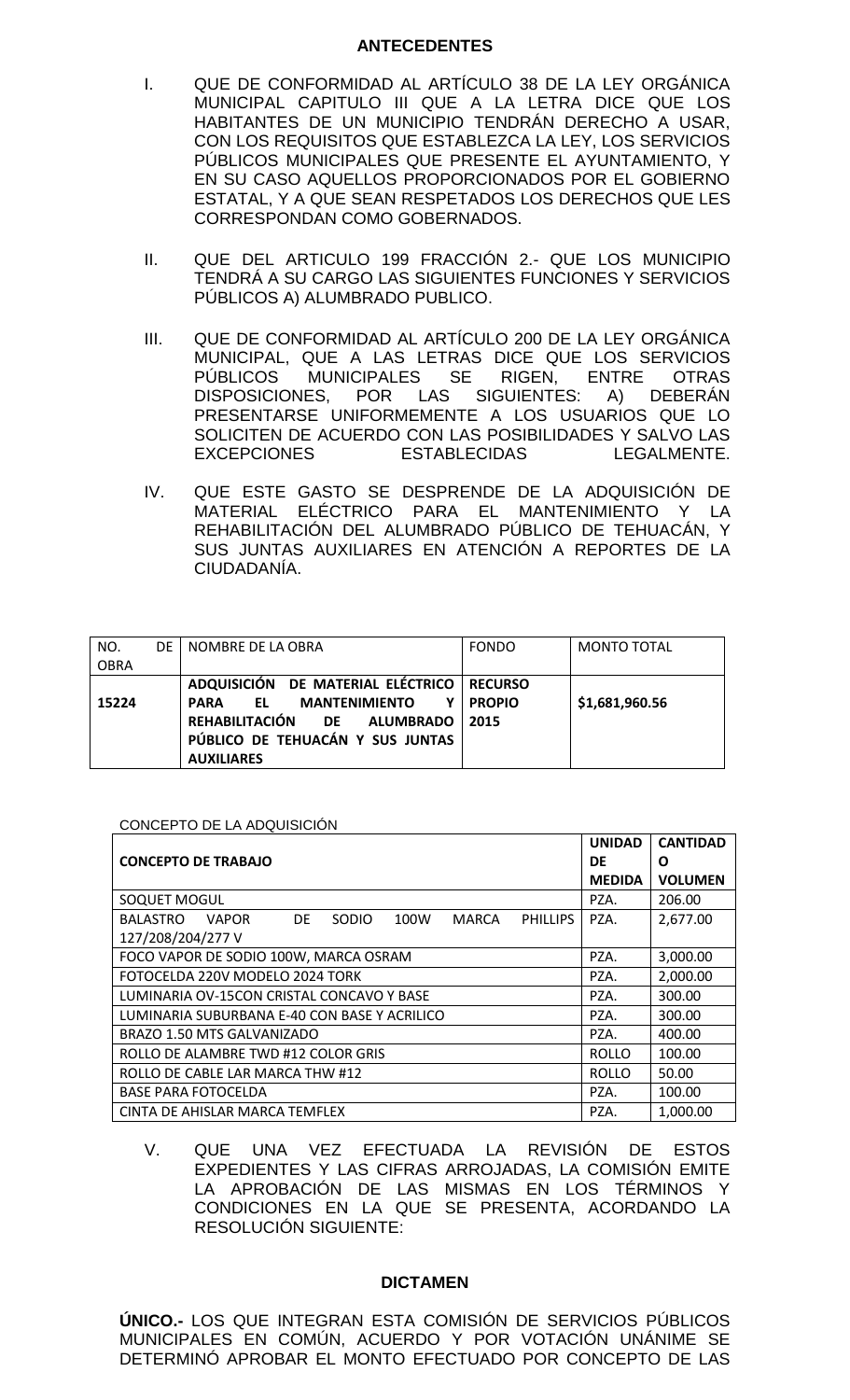## ANTECEDENTES

I. QUE DE CONFORMIDAD AL ARTÍCULO 38 DE LA LEY ORGÁNICA MUNICIPAL CAPITULO III QUE A LA LETRA DICE QUE LOS HABITANTES DE UN MUNICIPIO TENDRÁN DERECHO A USAR, CON LOS REQUISITOS QUE ESTABLEZCA LA LEY, LOS SERVICIOS PÚBLICOS MUNICIPALES QUE PRESENTE EL AYUNTAMIENTO, Y EN SU CASO AQUELLOS PROPORCIONADOS POR EL GOBIERNO ESTATAL, Y A QUE SEAN RESPETADOS LOS DERECHOS QUE LES CORRESPONDAN COMO GOBERNADOS.

II. QUE DEL ARTICULO 199 FRACCIÓN 2.- QUE LOS MUNICIPIO TENDRÁ A SU CARGO LAS SIGUIENTES FUNCIONES Y SERVICIOS PÚBLICOS A) ALUMBRADO PUBLICO.

III. QUE DE CONFORMIDAD AL ARTÍCULO 200 DE LA LEY ORGÁNICA MUNICIPAL, QUE A LAS LETRAS DICE QUE LOS SERVICIOS PÚBLICOS MUNICIPALES SE RIGEN, ENTRE OTRAS DISPOSICIONES, POR LAS SIGUIENTES: A) DEBERÁN PRESENTARSE UNIFORMEMENTE A LOS USUARIOS QUE LO SOLICITEN DE ACUERDO CON LAS POSIBILIDADES Y SALVO LAS EXCEPCIONES ESTABLECIDAS LEGALMENTE.

IV. QUE ESTE GASTO SE DESPRENDE DE LA ADQUISICIÓN DE MATERIAL ELÉCTRICO PARA EL MANTENIMIENTO Y LA REHABILITACIÓN DEL ALUMBRADO PÚBLICO DE TEHUACÁN, Y SUS JUNTAS AUXILIARES EN ATENCIÓN A REPORTES DE LA CIUDADANÍA.

| NO. DE OBRA | NOMBRE DE LA OBRA | FONDO | MONTO TOTAL |
|---|---|---|---|
| **15224** | **ADQUISICIÓN DE MATERIAL ELÉCTRICO PARA EL MANTENIMIENTO Y REHABILITACIÓN DE ALUMBRADO PÚBLICO DE TEHUACÁN Y SUS JUNTAS AUXILIARES** | **RECURSO PROPIO 2015** | **$1,681,960.56** |

CONCEPTO DE LA ADQUISICIÓN

| CONCEPTO DE TRABAJO | UNIDAD DE MEDIDA | CANTIDAD O VOLUMEN |
|---|---|---|
| SOQUET MOGUL | PZA. | 206.00 |
| BALASTRO VAPOR DE SODIO 100W MARCA PHILLIPS 127/208/204/277 V | PZA. | 2,677.00 |
| FOCO VAPOR DE SODIO 100W, MARCA OSRAM | PZA. | 3,000.00 |
| FOTOCELDA 220V MODELO 2024 TORK | PZA. | 2,000.00 |
| LUMINARIA OV-15CON CRISTAL CONCAVO Y BASE | PZA. | 300.00 |
| LUMINARIA SUBURBANA E-40 CON BASE Y ACRILICO | PZA. | 300.00 |
| BRAZO 1.50 MTS GALVANIZADO | PZA. | 400.00 |
| ROLLO DE ALAMBRE TWD #12 COLOR GRIS | ROLLO | 100.00 |
| ROLLO DE CABLE LAR MARCA THW #12 | ROLLO | 50.00 |
| BASE PARA FOTOCELDA | PZA. | 100.00 |
| CINTA DE AHISLAR MARCA TEMFLEX | PZA. | 1,000.00 |

V. QUE UNA VEZ EFECTUADA LA REVISIÓN DE ESTOS EXPEDIENTES Y LAS CIFRAS ARROJADAS, LA COMISIÓN EMITE LA APROBACIÓN DE LAS MISMAS EN LOS TÉRMINOS Y CONDICIONES EN LA QUE SE PRESENTA, ACORDANDO LA RESOLUCIÓN SIGUIENTE:

## DICTAMEN

**ÚNICO.-** LOS QUE INTEGRAN ESTA COMISIÓN DE SERVICIOS PÚBLICOS MUNICIPALES EN COMÚN, ACUERDO Y POR VOTACIÓN UNÁNIME SE DETERMINÓ APROBAR EL MONTO EFECTUADO POR CONCEPTO DE LAS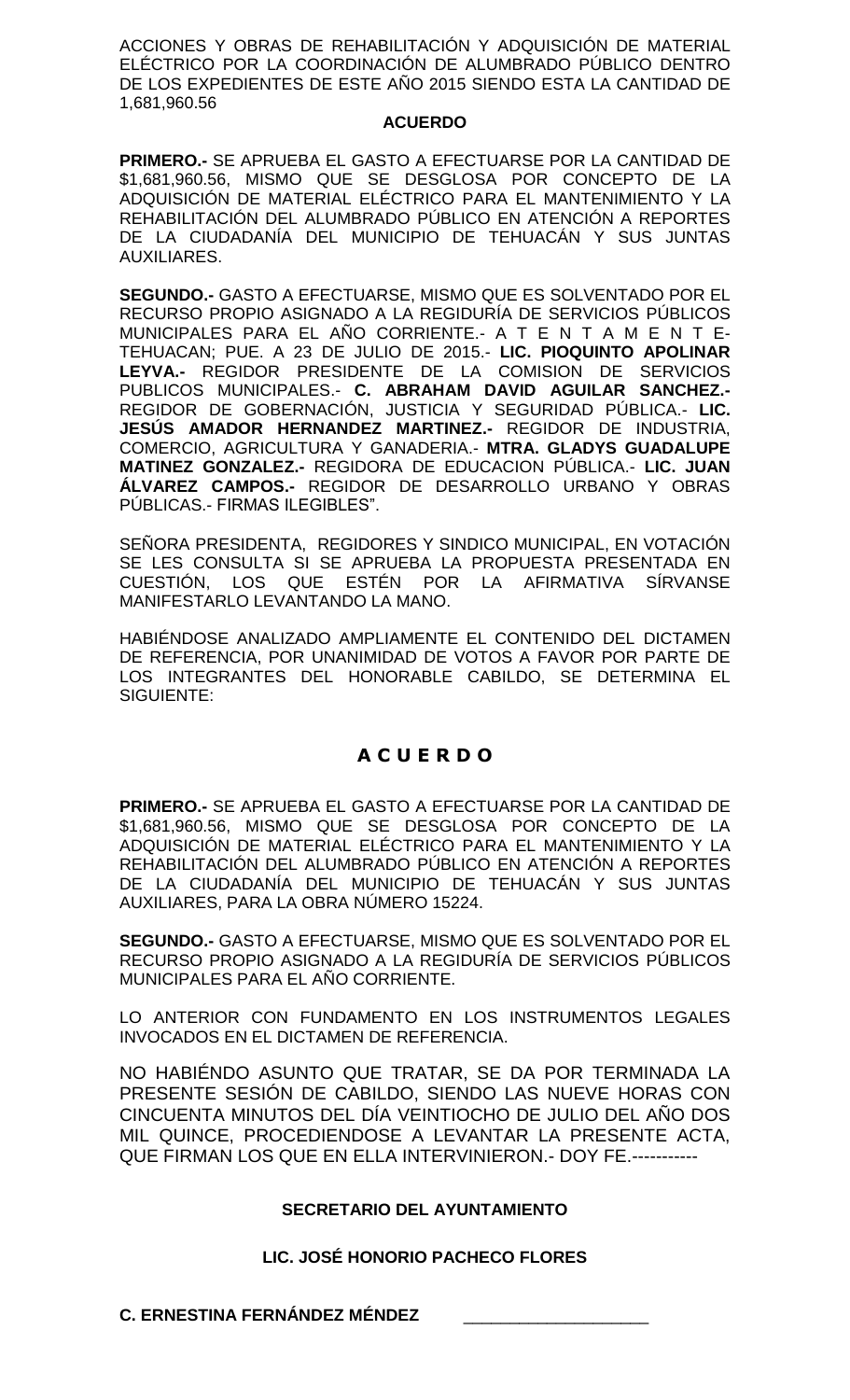ACCIONES Y OBRAS DE REHABILITACIÓN Y ADQUISICIÓN DE MATERIAL ELÉCTRICO POR LA COORDINACIÓN DE ALUMBRADO PÚBLICO DENTRO DE LOS EXPEDIENTES DE ESTE AÑO 2015 SIENDO ESTA LA CANTIDAD DE 1,681,960.56

**ACUERDO**

**PRIMERO.-** SE APRUEBA EL GASTO A EFECTUARSE POR LA CANTIDAD DE $1,681,960.56, MISMO QUE SE DESGLOSA POR CONCEPTO DE LA ADQUISICIÓN DE MATERIAL ELÉCTRICO PARA EL MANTENIMIENTO Y LA REHABILITACIÓN DEL ALUMBRADO PÚBLICO EN ATENCIÓN A REPORTES DE LA CIUDADANÍA DEL MUNICIPIO DE TEHUACÁN Y SUS JUNTAS AUXILIARES.

**SEGUNDO.-** GASTO A EFECTUARSE, MISMO QUE ES SOLVENTADO POR EL RECURSO PROPIO ASIGNADO A LA REGIDURÍA DE SERVICIOS PÚBLICOS MUNICIPALES PARA EL AÑO CORRIENTE.- A T E N T A M E N T E- TEHUACAN; PUE. A 23 DE JULIO DE 2015.- **LIC. PIOQUINTO APOLINAR LEYVA.-** REGIDOR PRESIDENTE DE LA COMISION DE SERVICIOS PUBLICOS MUNICIPALES.- **C. ABRAHAM DAVID AGUILAR SANCHEZ.-** REGIDOR DE GOBERNACIÓN, JUSTICIA Y SEGURIDAD PÚBLICA.- **LIC. JESÚS AMADOR HERNANDEZ MARTINEZ.-** REGIDOR DE INDUSTRIA, COMERCIO, AGRICULTURA Y GANADERIA.- **MTRA. GLADYS GUADALUPE MATINEZ GONZALEZ.-** REGIDORA DE EDUCACION PÚBLICA.- **LIC. JUAN ÁLVAREZ CAMPOS.-** REGIDOR DE DESARROLLO URBANO Y OBRAS PÚBLICAS.- FIRMAS ILEGIBLES".

SEÑORA PRESIDENTA, REGIDORES Y SINDICO MUNICIPAL, EN VOTACIÓN SE LES CONSULTA SI SE APRUEBA LA PROPUESTA PRESENTADA EN CUESTIÓN, LOS QUE ESTÉN POR LA AFIRMATIVA SÍRVANSE MANIFESTARLO LEVANTANDO LA MANO.

HABIÉNDOSE ANALIZADO AMPLIAMENTE EL CONTENIDO DEL DICTAMEN DE REFERENCIA, POR UNANIMIDAD DE VOTOS A FAVOR POR PARTE DE LOS INTEGRANTES DEL HONORABLE CABILDO, SE DETERMINA EL SIGUIENTE:

## A C U E R D O

**PRIMERO.-** SE APRUEBA EL GASTO A EFECTUARSE POR LA CANTIDAD DE $1,681,960.56, MISMO QUE SE DESGLOSA POR CONCEPTO DE LA ADQUISICIÓN DE MATERIAL ELÉCTRICO PARA EL MANTENIMIENTO Y LA REHABILITACIÓN DEL ALUMBRADO PÚBLICO EN ATENCIÓN A REPORTES DE LA CIUDADANÍA DEL MUNICIPIO DE TEHUACÁN Y SUS JUNTAS AUXILIARES, PARA LA OBRA NÚMERO 15224.

**SEGUNDO.-** GASTO A EFECTUARSE, MISMO QUE ES SOLVENTADO POR EL RECURSO PROPIO ASIGNADO A LA REGIDURÍA DE SERVICIOS PÚBLICOS MUNICIPALES PARA EL AÑO CORRIENTE.

LO ANTERIOR CON FUNDAMENTO EN LOS INSTRUMENTOS LEGALES INVOCADOS EN EL DICTAMEN DE REFERENCIA.

NO HABIÉNDO ASUNTO QUE TRATAR, SE DA POR TERMINADA LA PRESENTE SESIÓN DE CABILDO, SIENDO LAS NUEVE HORAS CON CINCUENTA MINUTOS DEL DÍA VEINTIOCHO DE JULIO DEL AÑO DOS MIL QUINCE, PROCEDIENDOSE A LEVANTAR LA PRESENTE ACTA, QUE FIRMAN LOS QUE EN ELLA INTERVINIERON.- DOY FE.-----------

**SECRETARIO DEL AYUNTAMIENTO**

**LIC. JOSÉ HONORIO PACHECO FLORES**

**C. ERNESTINA FERNÁNDEZ MÉNDEZ** ____________________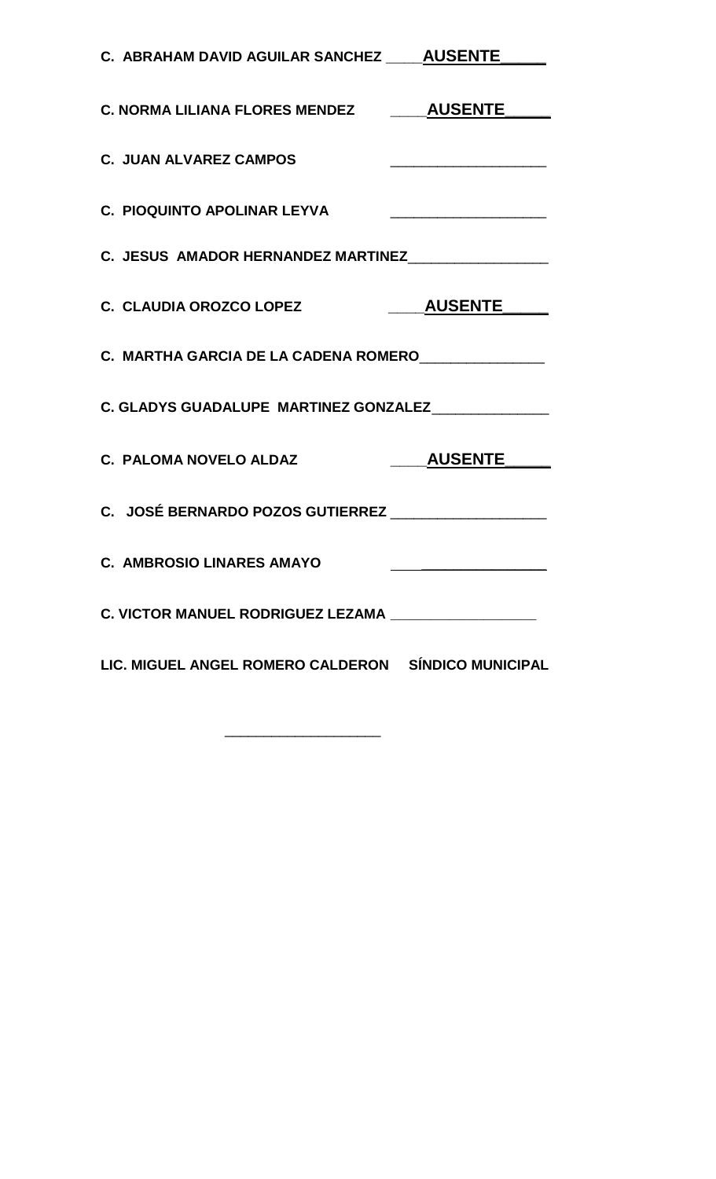**C. ABRAHAM DAVID AGUILAR SANCHEZ ____AUSENTE_____**

**C. NORMA LILIANA FLORES MENDEZ ____AUSENTE_____**

**C. JUAN ALVAREZ CAMPOS** ___________________

**C. PIOQUINTO APOLINAR LEYVA** ___________________

**C. JESUS AMADOR HERNANDEZ MARTINEZ**_________________

**C. CLAUDIA OROZCO LOPEZ ____AUSENTE_____**

**C. MARTHA GARCIA DE LA CADENA ROMERO**_______________

**C. GLADYS GUADALUPE MARTINEZ GONZALEZ**______________

**C. PALOMA NOVELO ALDAZ ____AUSENTE_____**

**C. JOSÉ BERNARDO POZOS GUTIERREZ** ___________________

**C. AMBROSIO LINARES AMAYO** ___________________

**C. VICTOR MANUEL RODRIGUEZ LEZAMA** __________________

**LIC. MIGUEL ANGEL ROMERO CALDERON SÍNDICO MUNICIPAL**

____________________